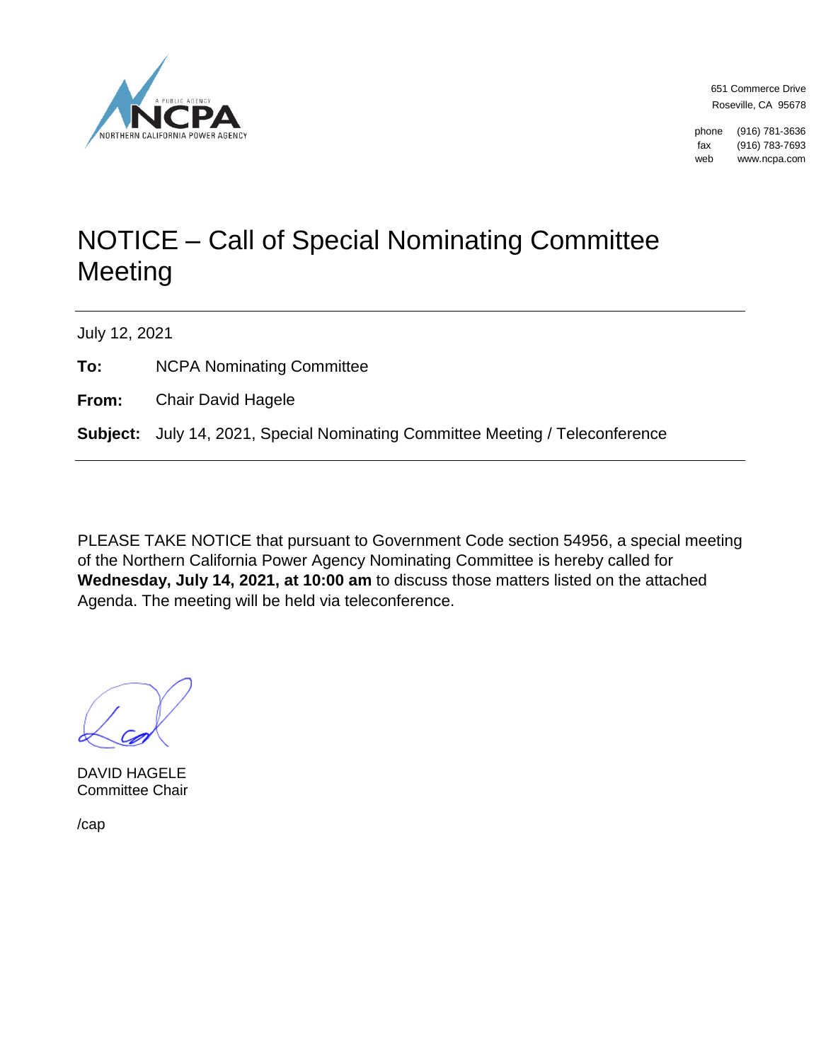A PUBLIC AGENCY
NCPA
NORTHERN CALIFORNIA POWER AGENCY

651 Commerce Drive
Roseville, CA 95678

phone (916) 781-3636
fax (916) 783-7693
web www.ncpa.com

# NOTICE – Call of Special Nominating Committee Meeting

July 12, 2021

**To:** NCPA Nominating Committee

**From:** Chair David Hagele

**Subject:** July 14, 2021, Special Nominating Committee Meeting / Teleconference

PLEASE TAKE NOTICE that pursuant to Government Code section 54956, a special meeting of the Northern California Power Agency Nominating Committee is hereby called for **Wednesday, July 14, 2021, at 10:00 am** to discuss those matters listed on the attached Agenda. The meeting will be held via teleconference.

DAVID HAGELE
Committee Chair

/cap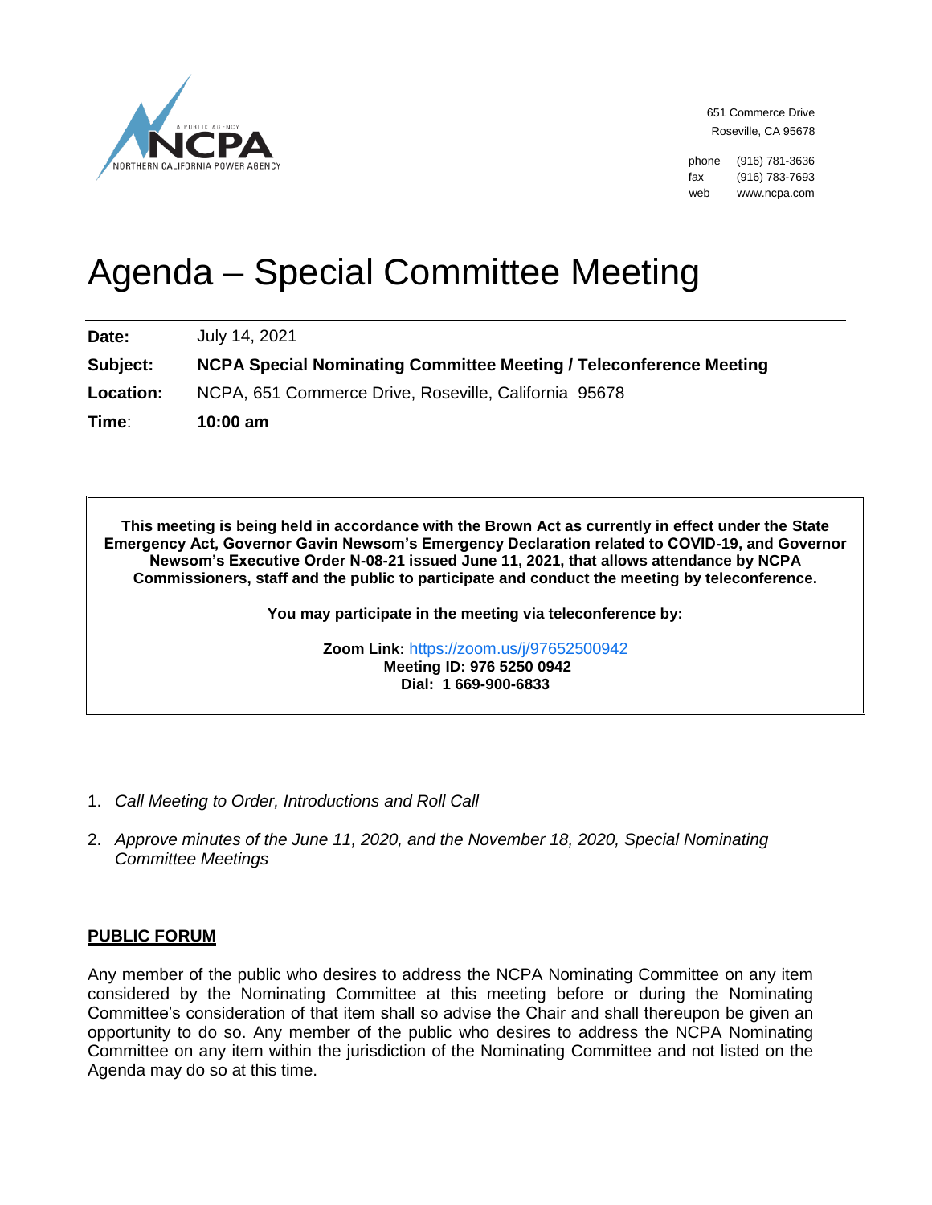NCPA
A PUBLIC AGENCY
NORTHERN CALIFORNIA POWER AGENCY

651 Commerce Drive
Roseville, CA 95678

phone (916) 781-3636
fax (916) 783-7693
web www.ncpa.com

# Agenda – Special Committee Meeting

| | |
|---|---|
| **Date:** | July 14, 2021 |
| **Subject:** | **NCPA Special Nominating Committee Meeting / Teleconference Meeting** |
| **Location:** | NCPA, 651 Commerce Drive, Roseville, California 95678 |
| **Time:** | **10:00 am** |

**This meeting is being held in accordance with the Brown Act as currently in effect under the State Emergency Act, Governor Gavin Newsom's Emergency Declaration related to COVID-19, and Governor Newsom's Executive Order N-08-21 issued June 11, 2021, that allows attendance by NCPA Commissioners, staff and the public to participate and conduct the meeting by teleconference.**

**You may participate in the meeting via teleconference by:**

**Zoom Link:** https://zoom.us/j/97652500942
**Meeting ID: 976 5250 0942**
**Dial: 1 669-900-6833**

1. *Call Meeting to Order, Introductions and Roll Call*
2. *Approve minutes of the June 11, 2020, and the November 18, 2020, Special Nominating Committee Meetings*

## PUBLIC FORUM

Any member of the public who desires to address the NCPA Nominating Committee on any item considered by the Nominating Committee at this meeting before or during the Nominating Committee's consideration of that item shall so advise the Chair and shall thereupon be given an opportunity to do so. Any member of the public who desires to address the NCPA Nominating Committee on any item within the jurisdiction of the Nominating Committee and not listed on the Agenda may do so at this time.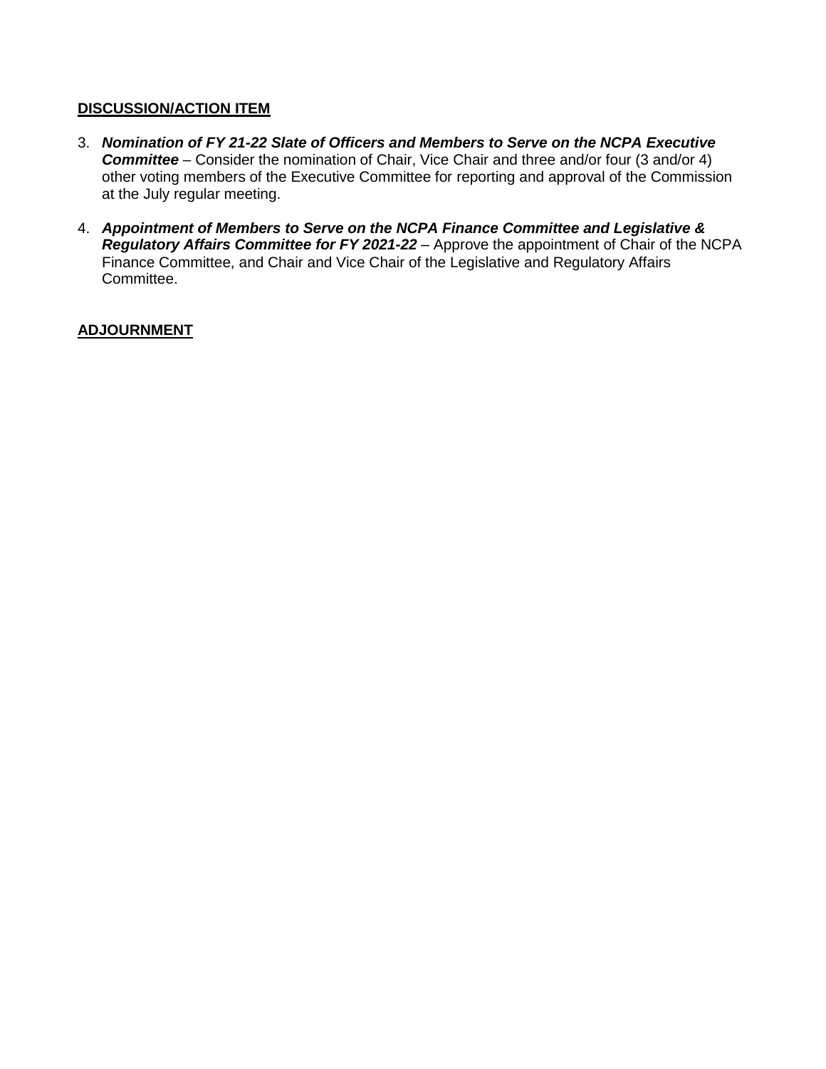**DISCUSSION/ACTION ITEM**

3. ***Nomination of FY 21-22 Slate of Officers and Members to Serve on the NCPA Executive Committee*** – Consider the nomination of Chair, Vice Chair and three and/or four (3 and/or 4) other voting members of the Executive Committee for reporting and approval of the Commission at the July regular meeting.

4. ***Appointment of Members to Serve on the NCPA Finance Committee and Legislative & Regulatory Affairs Committee for FY 2021-22*** – Approve the appointment of Chair of the NCPA Finance Committee, and Chair and Vice Chair of the Legislative and Regulatory Affairs Committee.

**ADJOURNMENT**